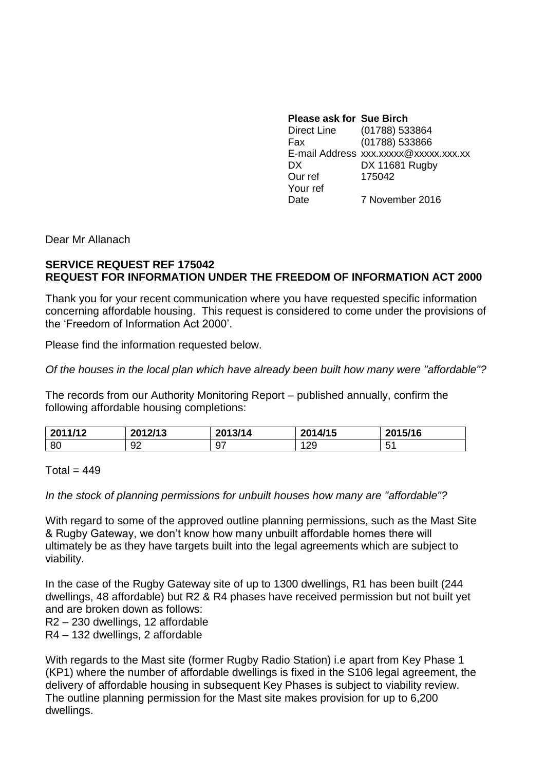**Please ask for Sue Birch**
Direct Line (01788) 533864
Fax (01788) 533866
E-mail Address xxx.xxxxx@xxxxx.xxx.xx
DX DX 11681 Rugby
Our ref 175042
Your ref
Date 7 November 2016

Dear Mr Allanach

**SERVICE REQUEST REF 175042**
**REQUEST FOR INFORMATION UNDER THE FREEDOM OF INFORMATION ACT 2000**

Thank you for your recent communication where you have requested specific information concerning affordable housing. This request is considered to come under the provisions of the 'Freedom of Information Act 2000'.

Please find the information requested below.

*Of the houses in the local plan which have already been built how many were "affordable"?*

The records from our Authority Monitoring Report – published annually, confirm the following affordable housing completions:

| 2011/12 | 2012/13 | 2013/14 | 2014/15 | 2015/16 |
|---|---|---|---|---|
| 80 | 92 | 97 | 129 | 51 |

Total = 449

*In the stock of planning permissions for unbuilt houses how many are "affordable"?*

With regard to some of the approved outline planning permissions, such as the Mast Site & Rugby Gateway, we don't know how many unbuilt affordable homes there will ultimately be as they have targets built into the legal agreements which are subject to viability.

In the case of the Rugby Gateway site of up to 1300 dwellings, R1 has been built (244 dwellings, 48 affordable) but R2 & R4 phases have received permission but not built yet and are broken down as follows:
R2 – 230 dwellings, 12 affordable
R4 – 132 dwellings, 2 affordable

With regards to the Mast site (former Rugby Radio Station) i.e apart from Key Phase 1 (KP1) where the number of affordable dwellings is fixed in the S106 legal agreement, the delivery of affordable housing in subsequent Key Phases is subject to viability review. The outline planning permission for the Mast site makes provision for up to 6,200 dwellings.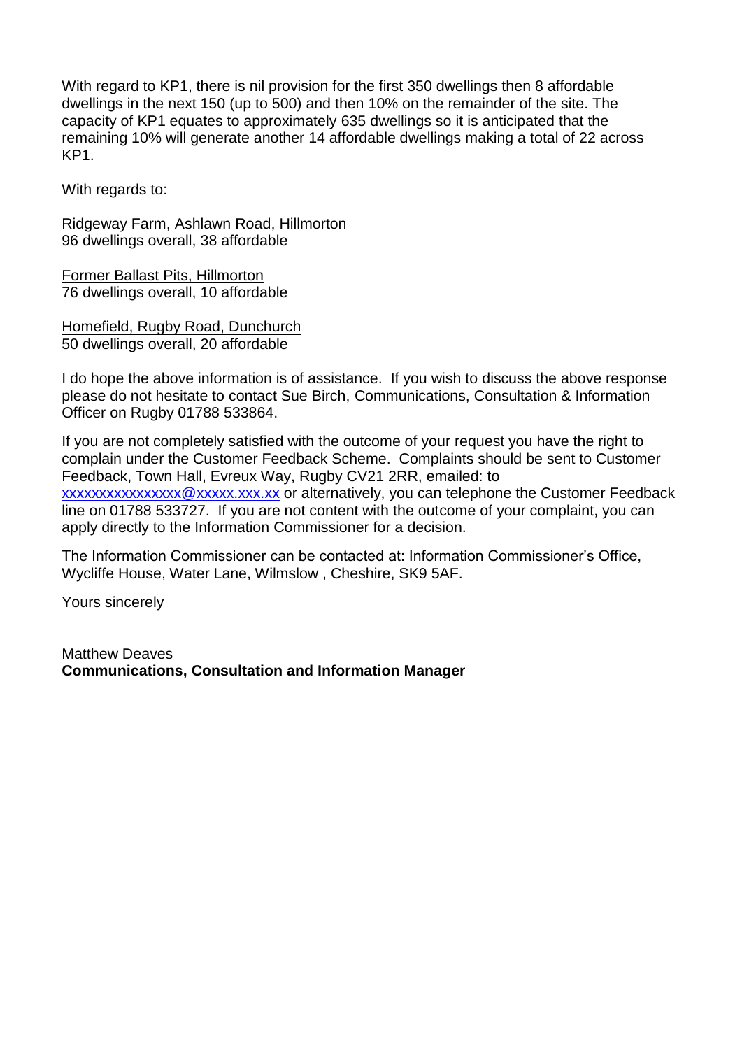With regard to KP1, there is nil provision for the first 350 dwellings then 8 affordable dwellings in the next 150 (up to 500) and then 10% on the remainder of the site. The capacity of KP1 equates to approximately 635 dwellings so it is anticipated that the remaining 10% will generate another 14 affordable dwellings making a total of 22 across KP1.

With regards to:

Ridgeway Farm, Ashlawn Road, Hillmorton
96 dwellings overall, 38 affordable

Former Ballast Pits, Hillmorton
76 dwellings overall, 10 affordable

Homefield, Rugby Road, Dunchurch
50 dwellings overall, 20 affordable

I do hope the above information is of assistance. If you wish to discuss the above response please do not hesitate to contact Sue Birch, Communications, Consultation & Information Officer on Rugby 01788 533864.

If you are not completely satisfied with the outcome of your request you have the right to complain under the Customer Feedback Scheme. Complaints should be sent to Customer Feedback, Town Hall, Evreux Way, Rugby CV21 2RR, emailed: to xxxxxxxxxxxxxxxx@xxxxx.xxx.xx or alternatively, you can telephone the Customer Feedback line on 01788 533727. If you are not content with the outcome of your complaint, you can apply directly to the Information Commissioner for a decision.

The Information Commissioner can be contacted at: Information Commissioner's Office, Wycliffe House, Water Lane, Wilmslow , Cheshire, SK9 5AF.

Yours sincerely

Matthew Deaves
**Communications, Consultation and Information Manager**